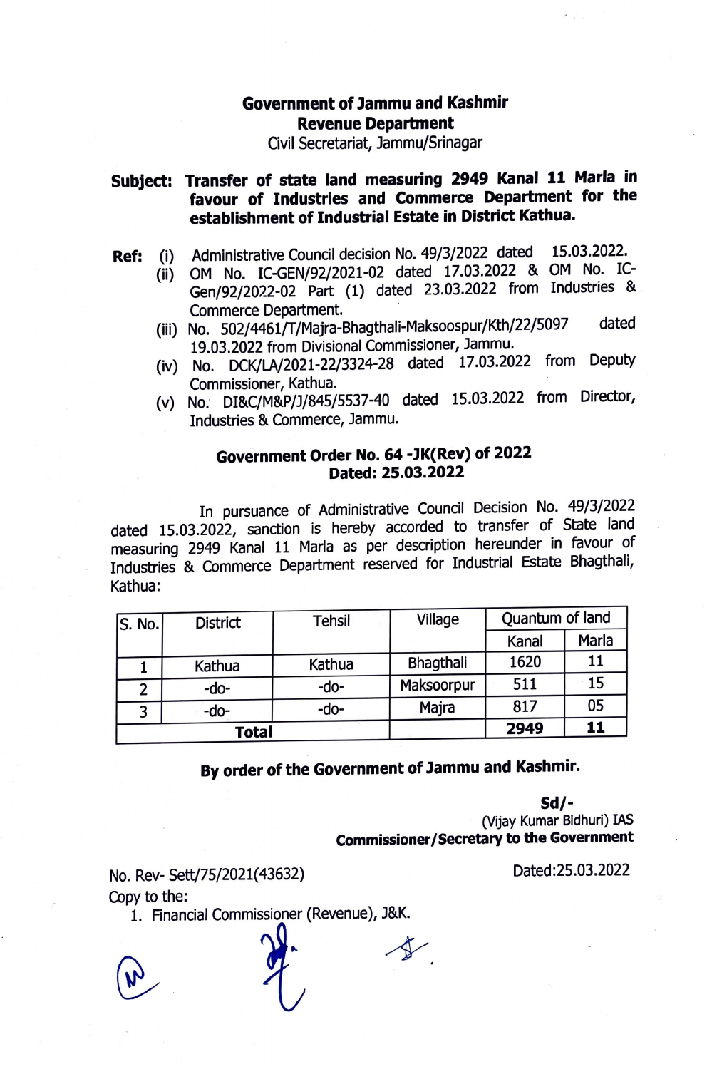**Government of Jammu and Kashmir**
**Revenue Department**
Civil Secretariat, Jammu/Srinagar

**Subject: Transfer of state land measuring 2949 Kanal 11 Marla in favour of Industries and Commerce Department for the establishment of Industrial Estate in District Kathua.**

**Ref:**
- (i) Administrative Council decision No. 49/3/2022 dated 15.03.2022.
- (ii) OM No. IC-GEN/92/2021-02 dated 17.03.2022 & OM No. IC-Gen/92/2022-02 Part (1) dated 23.03.2022 from Industries & Commerce Department.
- (iii) No. 502/4461/T/Majra-Bhagthali-Maksoospur/Kth/22/5097 dated 19.03.2022 from Divisional Commissioner, Jammu.
- (iv) No. DCK/LA/2021-22/3324-28 dated 17.03.2022 from Deputy Commissioner, Kathua.
- (v) No. DI&C/M&P/J/845/5537-40 dated 15.03.2022 from Director, Industries & Commerce, Jammu.

**Government Order No. 64 -JK(Rev) of 2022**
**Dated: 25.03.2022**

In pursuance of Administrative Council Decision No. 49/3/2022 dated 15.03.2022, sanction is hereby accorded to transfer of State land measuring 2949 Kanal 11 Marla as per description hereunder in favour of Industries & Commerce Department reserved for Industrial Estate Bhagthali, Kathua:

| S. No. | District | Tehsil | Village | Quantum of land | |
|---|---|---|---|---|---|
| | | | | Kanal | Marla |
| 1 | Kathua | Kathua | Bhagthali | 1620 | 11 |
| 2 | -do- | -do- | Maksoorpur | 511 | 15 |
| 3 | -do- | -do- | Majra | 817 | 05 |
| **Total** | | | | **2949** | **11** |

**By order of the Government of Jammu and Kashmir.**

**Sd/-**
(Vijay Kumar Bidhuri) IAS
**Commissioner/Secretary to the Government**

No. Rev- Sett/75/2021(43632) Dated:25.03.2022

Copy to the:

1. Financial Commissioner (Revenue), J&K.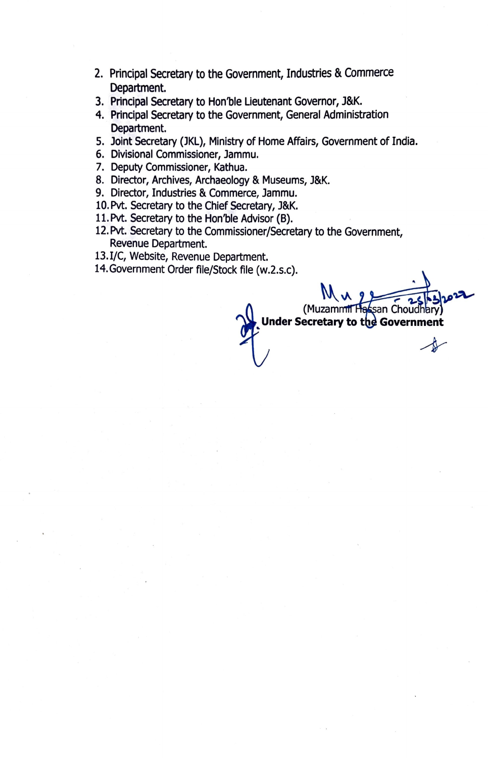2. Principal Secretary to the Government, Industries & Commerce Department.
3. Principal Secretary to Hon'ble Lieutenant Governor, J&K.
4. Principal Secretary to the Government, General Administration Department.
5. Joint Secretary (JKL), Ministry of Home Affairs, Government of India.
6. Divisional Commissioner, Jammu.
7. Deputy Commissioner, Kathua.
8. Director, Archives, Archaeology & Museums, J&K.
9. Director, Industries & Commerce, Jammu.
10. Pvt. Secretary to the Chief Secretary, J&K.
11. Pvt. Secretary to the Hon'ble Advisor (B).
12. Pvt. Secretary to the Commissioner/Secretary to the Government, Revenue Department.
13. I/C, Website, Revenue Department.
14. Government Order file/Stock file (w.2.s.c).

25/3/2022

(Muzammil Hassan Choudhary)

**Under Secretary to the Government**